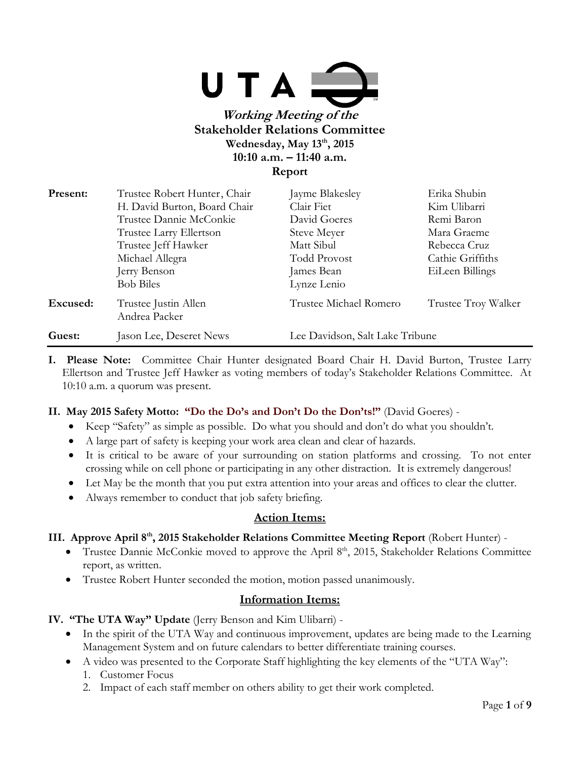UTA

# *Working Meeting of the*
# Stakeholder Relations Committee
**Wednesday, May 13th, 2015**
**10:10 a.m. – 11:40 a.m.**
**Report**

| | | | |
|---|---|---|---|
| **Present:** | Trustee Robert Hunter, Chair | Jayme Blakesley | Erika Shubin |
| | H. David Burton, Board Chair | Clair Fiet | Kim Ulibarri |
| | Trustee Dannie McConkie | David Goeres | Remi Baron |
| | Trustee Larry Ellertson | Steve Meyer | Mara Graeme |
| | Trustee Jeff Hawker | Matt Sibul | Rebecca Cruz |
| | Michael Allegra | Todd Provost | Cathie Griffiths |
| | Jerry Benson | James Bean | EiLeen Billings |
| | Bob Biles | Lynze Lenio | |
| **Excused:** | Trustee Justin Allen | Trustee Michael Romero | Trustee Troy Walker |
| | Andrea Packer | | |
| **Guest:** | Jason Lee, Deseret News | Lee Davidson, Salt Lake Tribune | |

**I. Please Note:** Committee Chair Hunter designated Board Chair H. David Burton, Trustee Larry Ellertson and Trustee Jeff Hawker as voting members of today's Stakeholder Relations Committee. At 10:10 a.m. a quorum was present.

**II. May 2015 Safety Motto: "Do the Do's and Don't Do the Don'ts!"** (David Goeres) -

- Keep "Safety" as simple as possible. Do what you should and don't do what you shouldn't.
- A large part of safety is keeping your work area clean and clear of hazards.
- It is critical to be aware of your surrounding on station platforms and crossing. To not enter crossing while on cell phone or participating in any other distraction. It is extremely dangerous!
- Let May be the month that you put extra attention into your areas and offices to clear the clutter.
- Always remember to conduct that job safety briefing.

## Action Items:

**III. Approve April 8th, 2015 Stakeholder Relations Committee Meeting Report** (Robert Hunter) -

- Trustee Dannie McConkie moved to approve the April 8th, 2015, Stakeholder Relations Committee report, as written.
- Trustee Robert Hunter seconded the motion, motion passed unanimously.

## Information Items:

**IV. "The UTA Way" Update** (Jerry Benson and Kim Ulibarri) -

- In the spirit of the UTA Way and continuous improvement, updates are being made to the Learning Management System and on future calendars to better differentiate training courses.
- A video was presented to the Corporate Staff highlighting the key elements of the "UTA Way":
  1. Customer Focus
  2. Impact of each staff member on others ability to get their work completed.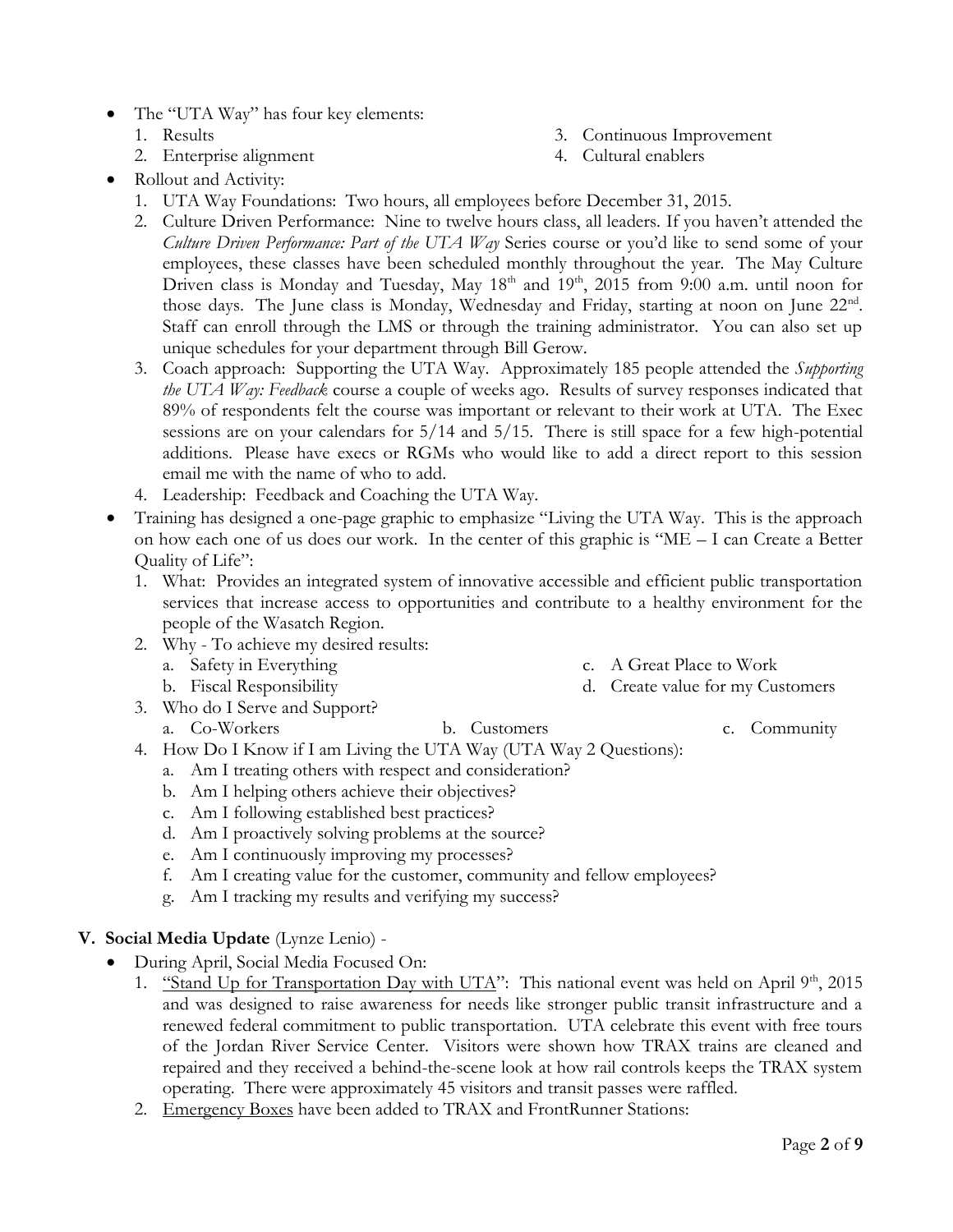- The "UTA Way" has four key elements:
  1. Results
  2. Enterprise alignment
  3. Continuous Improvement
  4. Cultural enablers
- Rollout and Activity:
  1. UTA Way Foundations: Two hours, all employees before December 31, 2015.
  2. Culture Driven Performance: Nine to twelve hours class, all leaders. If you haven't attended the *Culture Driven Performance: Part of the UTA Way* Series course or you'd like to send some of your employees, these classes have been scheduled monthly throughout the year. The May Culture Driven class is Monday and Tuesday, May 18th and 19th, 2015 from 9:00 a.m. until noon for those days. The June class is Monday, Wednesday and Friday, starting at noon on June 22nd. Staff can enroll through the LMS or through the training administrator. You can also set up unique schedules for your department through Bill Gerow.
  3. Coach approach: Supporting the UTA Way. Approximately 185 people attended the *Supporting the UTA Way: Feedback* course a couple of weeks ago. Results of survey responses indicated that 89% of respondents felt the course was important or relevant to their work at UTA. The Exec sessions are on your calendars for 5/14 and 5/15. There is still space for a few high-potential additions. Please have execs or RGMs who would like to add a direct report to this session email me with the name of who to add.
  4. Leadership: Feedback and Coaching the UTA Way.
- Training has designed a one-page graphic to emphasize "Living the UTA Way. This is the approach on how each one of us does our work. In the center of this graphic is "ME – I can Create a Better Quality of Life":
  1. What: Provides an integrated system of innovative accessible and efficient public transportation services that increase access to opportunities and contribute to a healthy environment for the people of the Wasatch Region.
  2. Why - To achieve my desired results:
     a. Safety in Everything
     b. Fiscal Responsibility
     c. A Great Place to Work
     d. Create value for my Customers
  3. Who do I Serve and Support?
     a. Co-Workers
     b. Customers
     c. Community
  4. How Do I Know if I am Living the UTA Way (UTA Way 2 Questions):
     a. Am I treating others with respect and consideration?
     b. Am I helping others achieve their objectives?
     c. Am I following established best practices?
     d. Am I proactively solving problems at the source?
     e. Am I continuously improving my processes?
     f. Am I creating value for the customer, community and fellow employees?
     g. Am I tracking my results and verifying my success?

## V. Social Media Update (Lynze Lenio) -

- During April, Social Media Focused On:
  1. "Stand Up for Transportation Day with UTA": This national event was held on April 9th, 2015 and was designed to raise awareness for needs like stronger public transit infrastructure and a renewed federal commitment to public transportation. UTA celebrate this event with free tours of the Jordan River Service Center. Visitors were shown how TRAX trains are cleaned and repaired and they received a behind-the-scene look at how rail controls keeps the TRAX system operating. There were approximately 45 visitors and transit passes were raffled.
  2. Emergency Boxes have been added to TRAX and FrontRunner Stations: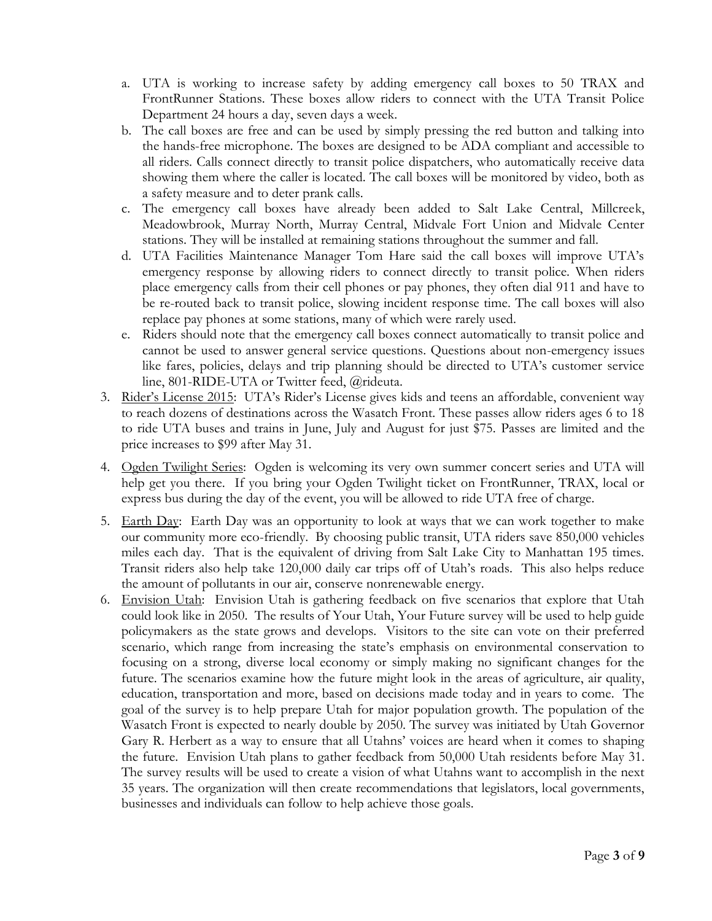a. UTA is working to increase safety by adding emergency call boxes to 50 TRAX and FrontRunner Stations. These boxes allow riders to connect with the UTA Transit Police Department 24 hours a day, seven days a week.
b. The call boxes are free and can be used by simply pressing the red button and talking into the hands-free microphone. The boxes are designed to be ADA compliant and accessible to all riders. Calls connect directly to transit police dispatchers, who automatically receive data showing them where the caller is located. The call boxes will be monitored by video, both as a safety measure and to deter prank calls.
c. The emergency call boxes have already been added to Salt Lake Central, Millcreek, Meadowbrook, Murray North, Murray Central, Midvale Fort Union and Midvale Center stations. They will be installed at remaining stations throughout the summer and fall.
d. UTA Facilities Maintenance Manager Tom Hare said the call boxes will improve UTA's emergency response by allowing riders to connect directly to transit police. When riders place emergency calls from their cell phones or pay phones, they often dial 911 and have to be re-routed back to transit police, slowing incident response time. The call boxes will also replace pay phones at some stations, many of which were rarely used.
e. Riders should note that the emergency call boxes connect automatically to transit police and cannot be used to answer general service questions. Questions about non-emergency issues like fares, policies, delays and trip planning should be directed to UTA's customer service line, 801-RIDE-UTA or Twitter feed, @rideuta.

3. <u>Rider's License 2015</u>: UTA's Rider's License gives kids and teens an affordable, convenient way to reach dozens of destinations across the Wasatch Front. These passes allow riders ages 6 to 18 to ride UTA buses and trains in June, July and August for just $75. Passes are limited and the price increases to $99 after May 31.

4. <u>Ogden Twilight Series</u>: Ogden is welcoming its very own summer concert series and UTA will help get you there. If you bring your Ogden Twilight ticket on FrontRunner, TRAX, local or express bus during the day of the event, you will be allowed to ride UTA free of charge.

5. <u>Earth Day</u>: Earth Day was an opportunity to look at ways that we can work together to make our community more eco-friendly. By choosing public transit, UTA riders save 850,000 vehicles miles each day. That is the equivalent of driving from Salt Lake City to Manhattan 195 times. Transit riders also help take 120,000 daily car trips off of Utah's roads. This also helps reduce the amount of pollutants in our air, conserve nonrenewable energy.

6. <u>Envision Utah</u>: Envision Utah is gathering feedback on five scenarios that explore that Utah could look like in 2050. The results of Your Utah, Your Future survey will be used to help guide policymakers as the state grows and develops. Visitors to the site can vote on their preferred scenario, which range from increasing the state's emphasis on environmental conservation to focusing on a strong, diverse local economy or simply making no significant changes for the future. The scenarios examine how the future might look in the areas of agriculture, air quality, education, transportation and more, based on decisions made today and in years to come. The goal of the survey is to help prepare Utah for major population growth. The population of the Wasatch Front is expected to nearly double by 2050. The survey was initiated by Utah Governor Gary R. Herbert as a way to ensure that all Utahns' voices are heard when it comes to shaping the future. Envision Utah plans to gather feedback from 50,000 Utah residents before May 31. The survey results will be used to create a vision of what Utahns want to accomplish in the next 35 years. The organization will then create recommendations that legislators, local governments, businesses and individuals can follow to help achieve those goals.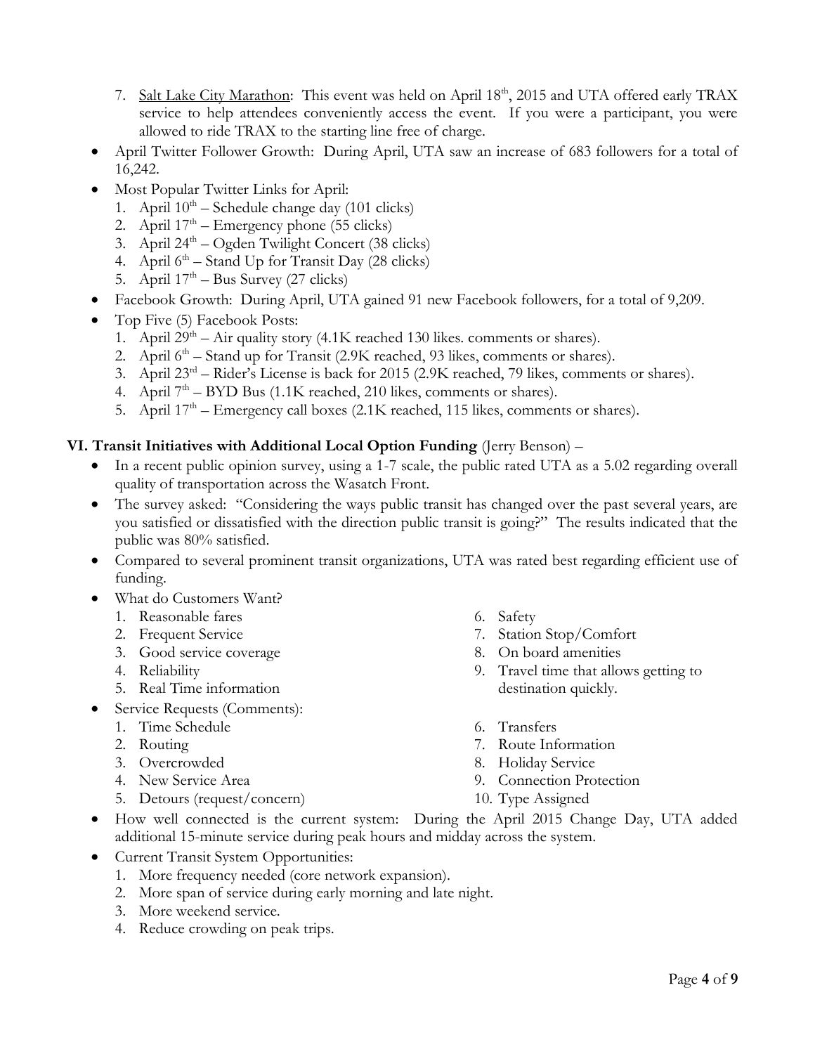7. Salt Lake City Marathon: This event was held on April 18th, 2015 and UTA offered early TRAX service to help attendees conveniently access the event. If you were a participant, you were allowed to ride TRAX to the starting line free of charge.

- April Twitter Follower Growth: During April, UTA saw an increase of 683 followers for a total of 16,242.
- Most Popular Twitter Links for April:
  1. April 10th – Schedule change day (101 clicks)
  2. April 17th – Emergency phone (55 clicks)
  3. April 24th – Ogden Twilight Concert (38 clicks)
  4. April 6th – Stand Up for Transit Day (28 clicks)
  5. April 17th – Bus Survey (27 clicks)
- Facebook Growth: During April, UTA gained 91 new Facebook followers, for a total of 9,209.
- Top Five (5) Facebook Posts:
  1. April 29th – Air quality story (4.1K reached 130 likes. comments or shares).
  2. April 6th – Stand up for Transit (2.9K reached, 93 likes, comments or shares).
  3. April 23rd – Rider's License is back for 2015 (2.9K reached, 79 likes, comments or shares).
  4. April 7th – BYD Bus (1.1K reached, 210 likes, comments or shares).
  5. April 17th – Emergency call boxes (2.1K reached, 115 likes, comments or shares).

**VI. Transit Initiatives with Additional Local Option Funding** (Jerry Benson) –

- In a recent public opinion survey, using a 1-7 scale, the public rated UTA as a 5.02 regarding overall quality of transportation across the Wasatch Front.
- The survey asked: "Considering the ways public transit has changed over the past several years, are you satisfied or dissatisfied with the direction public transit is going?" The results indicated that the public was 80% satisfied.
- Compared to several prominent transit organizations, UTA was rated best regarding efficient use of funding.
- What do Customers Want?
  1. Reasonable fares
  2. Frequent Service
  3. Good service coverage
  4. Reliability
  5. Real Time information
  6. Safety
  7. Station Stop/Comfort
  8. On board amenities
  9. Travel time that allows getting to destination quickly.
- Service Requests (Comments):
  1. Time Schedule
  2. Routing
  3. Overcrowded
  4. New Service Area
  5. Detours (request/concern)
  6. Transfers
  7. Route Information
  8. Holiday Service
  9. Connection Protection
  10. Type Assigned
- How well connected is the current system: During the April 2015 Change Day, UTA added additional 15-minute service during peak hours and midday across the system.
- Current Transit System Opportunities:
  1. More frequency needed (core network expansion).
  2. More span of service during early morning and late night.
  3. More weekend service.
  4. Reduce crowding on peak trips.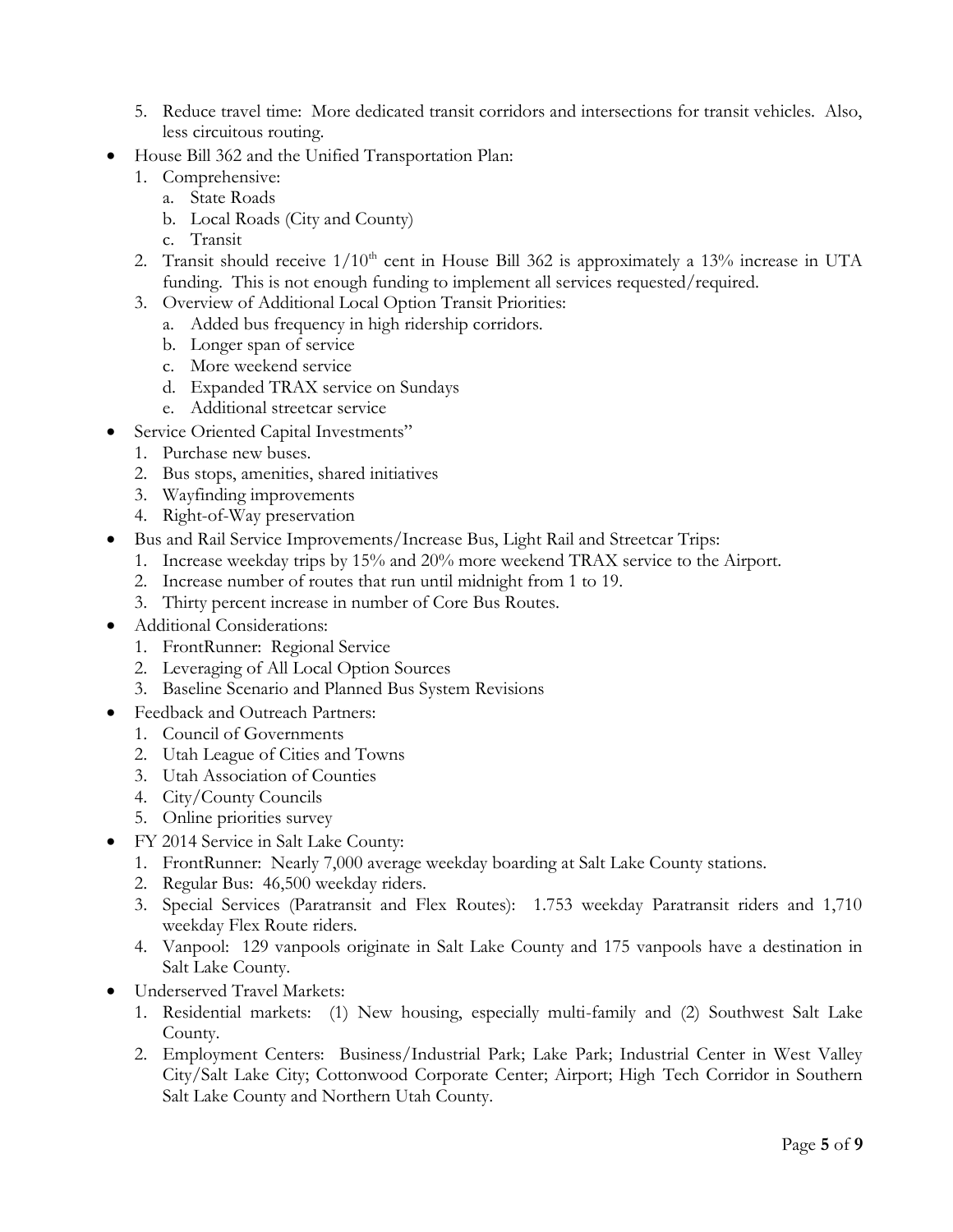5. Reduce travel time: More dedicated transit corridors and intersections for transit vehicles. Also, less circuitous routing.

- House Bill 362 and the Unified Transportation Plan:
  1. Comprehensive:
     a. State Roads
     b. Local Roads (City and County)
     c. Transit
  2. Transit should receive 1/10[th] cent in House Bill 362 is approximately a 13% increase in UTA funding. This is not enough funding to implement all services requested/required.
  3. Overview of Additional Local Option Transit Priorities:
     a. Added bus frequency in high ridership corridors.
     b. Longer span of service
     c. More weekend service
     d. Expanded TRAX service on Sundays
     e. Additional streetcar service
- Service Oriented Capital Investments"
  1. Purchase new buses.
  2. Bus stops, amenities, shared initiatives
  3. Wayfinding improvements
  4. Right-of-Way preservation
- Bus and Rail Service Improvements/Increase Bus, Light Rail and Streetcar Trips:
  1. Increase weekday trips by 15% and 20% more weekend TRAX service to the Airport.
  2. Increase number of routes that run until midnight from 1 to 19.
  3. Thirty percent increase in number of Core Bus Routes.
- Additional Considerations:
  1. FrontRunner: Regional Service
  2. Leveraging of All Local Option Sources
  3. Baseline Scenario and Planned Bus System Revisions
- Feedback and Outreach Partners:
  1. Council of Governments
  2. Utah League of Cities and Towns
  3. Utah Association of Counties
  4. City/County Councils
  5. Online priorities survey
- FY 2014 Service in Salt Lake County:
  1. FrontRunner: Nearly 7,000 average weekday boarding at Salt Lake County stations.
  2. Regular Bus: 46,500 weekday riders.
  3. Special Services (Paratransit and Flex Routes): 1.753 weekday Paratransit riders and 1,710 weekday Flex Route riders.
  4. Vanpool: 129 vanpools originate in Salt Lake County and 175 vanpools have a destination in Salt Lake County.
- Underserved Travel Markets:
  1. Residential markets: (1) New housing, especially multi-family and (2) Southwest Salt Lake County.
  2. Employment Centers: Business/Industrial Park; Lake Park; Industrial Center in West Valley City/Salt Lake City; Cottonwood Corporate Center; Airport; High Tech Corridor in Southern Salt Lake County and Northern Utah County.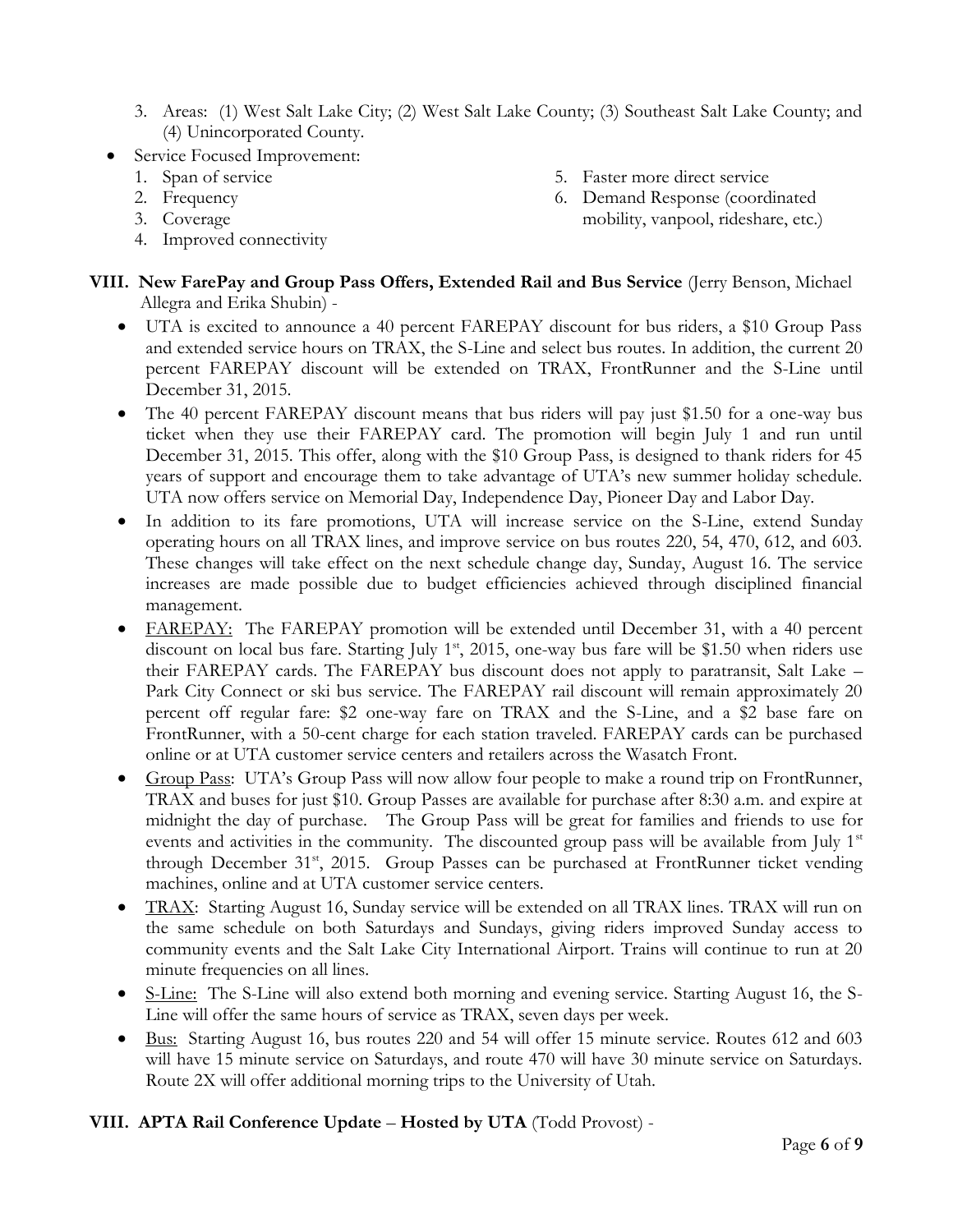3. Areas: (1) West Salt Lake City; (2) West Salt Lake County; (3) Southeast Salt Lake County; and (4) Unincorporated County.

- Service Focused Improvement:
  1. Span of service
  2. Frequency
  3. Coverage
  4. Improved connectivity
  5. Faster more direct service
  6. Demand Response (coordinated mobility, vanpool, rideshare, etc.)

**VIII. New FarePay and Group Pass Offers, Extended Rail and Bus Service** (Jerry Benson, Michael Allegra and Erika Shubin) -

- UTA is excited to announce a 40 percent FAREPAY discount for bus riders, a $10 Group Pass and extended service hours on TRAX, the S-Line and select bus routes. In addition, the current 20 percent FAREPAY discount will be extended on TRAX, FrontRunner and the S-Line until December 31, 2015.
- The 40 percent FAREPAY discount means that bus riders will pay just $1.50 for a one-way bus ticket when they use their FAREPAY card. The promotion will begin July 1 and run until December 31, 2015. This offer, along with the $10 Group Pass, is designed to thank riders for 45 years of support and encourage them to take advantage of UTA's new summer holiday schedule. UTA now offers service on Memorial Day, Independence Day, Pioneer Day and Labor Day.
- In addition to its fare promotions, UTA will increase service on the S-Line, extend Sunday operating hours on all TRAX lines, and improve service on bus routes 220, 54, 470, 612, and 603. These changes will take effect on the next schedule change day, Sunday, August 16. The service increases are made possible due to budget efficiencies achieved through disciplined financial management.
- <u>FAREPAY:</u> The FAREPAY promotion will be extended until December 31, with a 40 percent discount on local bus fare. Starting July 1st, 2015, one-way bus fare will be $1.50 when riders use their FAREPAY cards. The FAREPAY bus discount does not apply to paratransit, Salt Lake – Park City Connect or ski bus service. The FAREPAY rail discount will remain approximately 20 percent off regular fare: $2 one-way fare on TRAX and the S-Line, and a $2 base fare on FrontRunner, with a 50-cent charge for each station traveled. FAREPAY cards can be purchased online or at UTA customer service centers and retailers across the Wasatch Front.
- <u>Group Pass</u>: UTA's Group Pass will now allow four people to make a round trip on FrontRunner, TRAX and buses for just $10. Group Passes are available for purchase after 8:30 a.m. and expire at midnight the day of purchase. The Group Pass will be great for families and friends to use for events and activities in the community. The discounted group pass will be available from July 1st through December 31st, 2015. Group Passes can be purchased at FrontRunner ticket vending machines, online and at UTA customer service centers.
- <u>TRAX</u>: Starting August 16, Sunday service will be extended on all TRAX lines. TRAX will run on the same schedule on both Saturdays and Sundays, giving riders improved Sunday access to community events and the Salt Lake City International Airport. Trains will continue to run at 20 minute frequencies on all lines.
- <u>S-Line:</u> The S-Line will also extend both morning and evening service. Starting August 16, the S-Line will offer the same hours of service as TRAX, seven days per week.
- <u>Bus:</u> Starting August 16, bus routes 220 and 54 will offer 15 minute service. Routes 612 and 603 will have 15 minute service on Saturdays, and route 470 will have 30 minute service on Saturdays. Route 2X will offer additional morning trips to the University of Utah.

**VIII. APTA Rail Conference Update – Hosted by UTA** (Todd Provost) -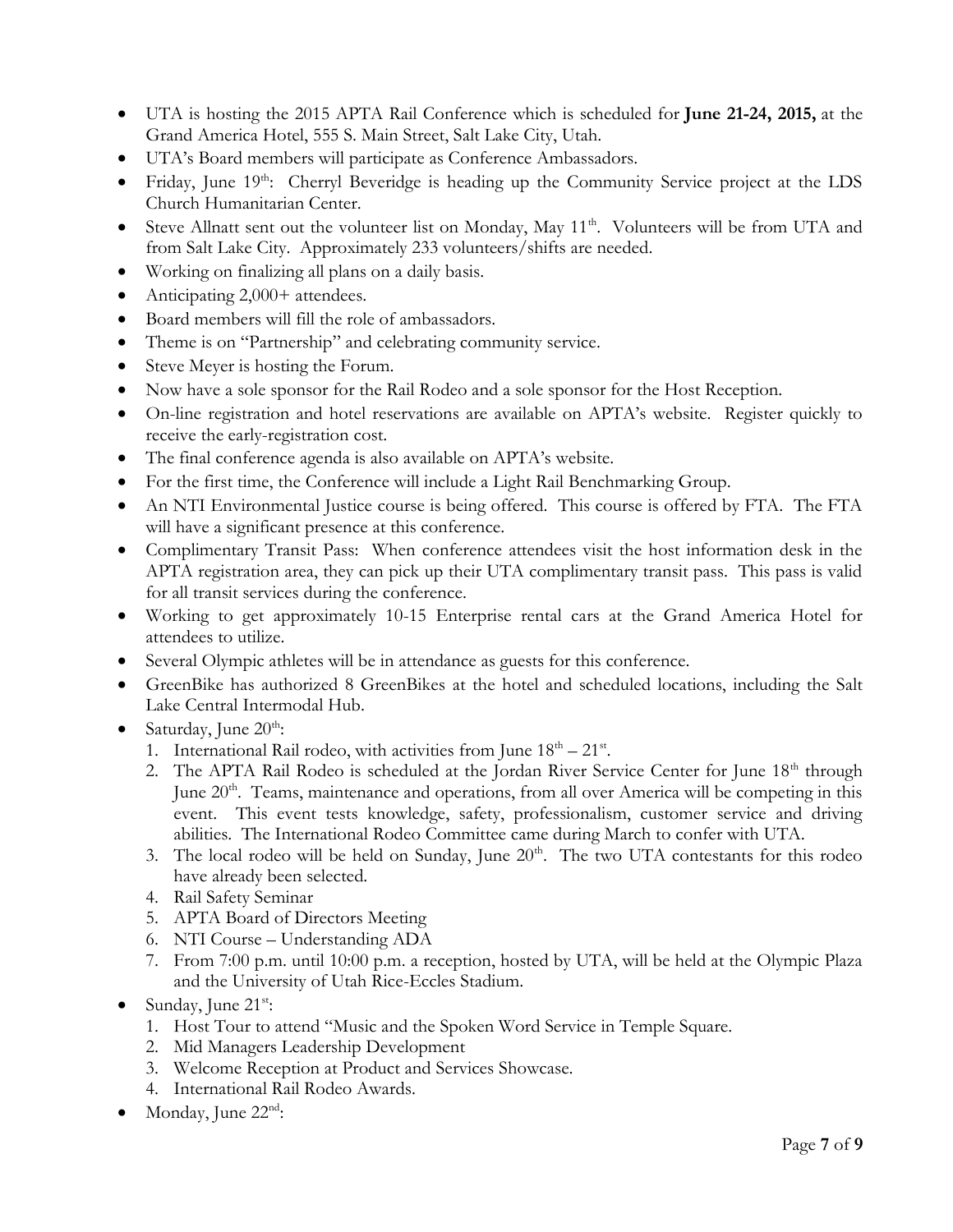- UTA is hosting the 2015 APTA Rail Conference which is scheduled for **June 21-24, 2015,** at the Grand America Hotel, 555 S. Main Street, Salt Lake City, Utah.
- UTA's Board members will participate as Conference Ambassadors.
- Friday, June 19th: Cherryl Beveridge is heading up the Community Service project at the LDS Church Humanitarian Center.
- Steve Allnatt sent out the volunteer list on Monday, May 11th. Volunteers will be from UTA and from Salt Lake City. Approximately 233 volunteers/shifts are needed.
- Working on finalizing all plans on a daily basis.
- Anticipating 2,000+ attendees.
- Board members will fill the role of ambassadors.
- Theme is on "Partnership" and celebrating community service.
- Steve Meyer is hosting the Forum.
- Now have a sole sponsor for the Rail Rodeo and a sole sponsor for the Host Reception.
- On-line registration and hotel reservations are available on APTA's website. Register quickly to receive the early-registration cost.
- The final conference agenda is also available on APTA's website.
- For the first time, the Conference will include a Light Rail Benchmarking Group.
- An NTI Environmental Justice course is being offered. This course is offered by FTA. The FTA will have a significant presence at this conference.
- Complimentary Transit Pass: When conference attendees visit the host information desk in the APTA registration area, they can pick up their UTA complimentary transit pass. This pass is valid for all transit services during the conference.
- Working to get approximately 10-15 Enterprise rental cars at the Grand America Hotel for attendees to utilize.
- Several Olympic athletes will be in attendance as guests for this conference.
- GreenBike has authorized 8 GreenBikes at the hotel and scheduled locations, including the Salt Lake Central Intermodal Hub.
- Saturday, June 20th:
  1. International Rail rodeo, with activities from June 18th – 21st.
  2. The APTA Rail Rodeo is scheduled at the Jordan River Service Center for June 18th through June 20th. Teams, maintenance and operations, from all over America will be competing in this event. This event tests knowledge, safety, professionalism, customer service and driving abilities. The International Rodeo Committee came during March to confer with UTA.
  3. The local rodeo will be held on Sunday, June 20th. The two UTA contestants for this rodeo have already been selected.
  4. Rail Safety Seminar
  5. APTA Board of Directors Meeting
  6. NTI Course – Understanding ADA
  7. From 7:00 p.m. until 10:00 p.m. a reception, hosted by UTA, will be held at the Olympic Plaza and the University of Utah Rice-Eccles Stadium.
- Sunday, June 21st:
  1. Host Tour to attend "Music and the Spoken Word Service in Temple Square.
  2. Mid Managers Leadership Development
  3. Welcome Reception at Product and Services Showcase.
  4. International Rail Rodeo Awards.
- Monday, June 22nd: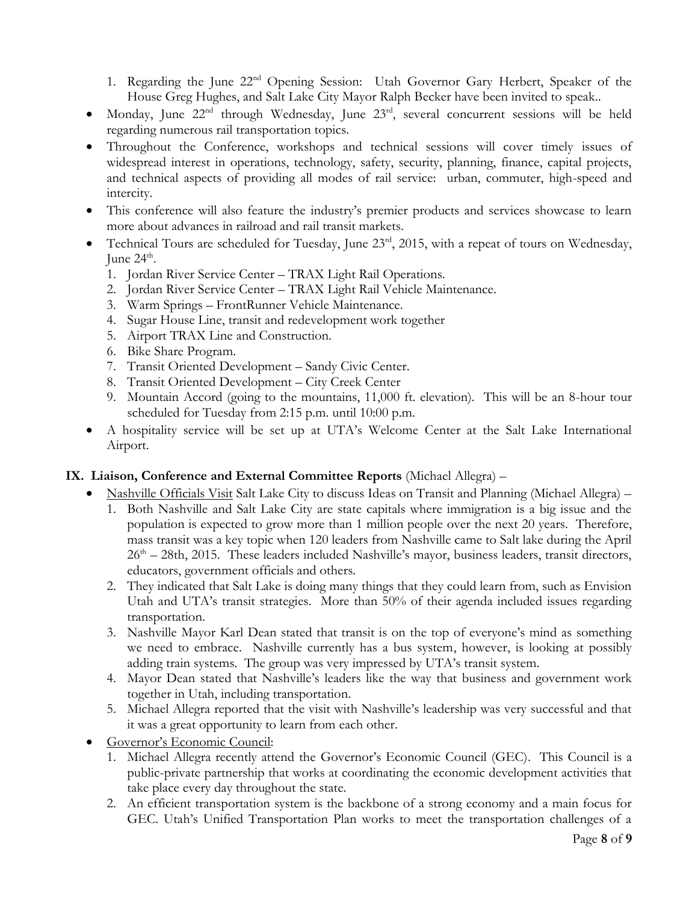1. Regarding the June 22nd Opening Session: Utah Governor Gary Herbert, Speaker of the House Greg Hughes, and Salt Lake City Mayor Ralph Becker have been invited to speak..

- Monday, June 22nd through Wednesday, June 23rd, several concurrent sessions will be held regarding numerous rail transportation topics.
- Throughout the Conference, workshops and technical sessions will cover timely issues of widespread interest in operations, technology, safety, security, planning, finance, capital projects, and technical aspects of providing all modes of rail service: urban, commuter, high-speed and intercity.
- This conference will also feature the industry's premier products and services showcase to learn more about advances in railroad and rail transit markets.
- Technical Tours are scheduled for Tuesday, June 23rd, 2015, with a repeat of tours on Wednesday, June 24th.
  1. Jordan River Service Center – TRAX Light Rail Operations.
  2. Jordan River Service Center – TRAX Light Rail Vehicle Maintenance.
  3. Warm Springs – FrontRunner Vehicle Maintenance.
  4. Sugar House Line, transit and redevelopment work together
  5. Airport TRAX Line and Construction.
  6. Bike Share Program.
  7. Transit Oriented Development – Sandy Civic Center.
  8. Transit Oriented Development – City Creek Center
  9. Mountain Accord (going to the mountains, 11,000 ft. elevation). This will be an 8-hour tour scheduled for Tuesday from 2:15 p.m. until 10:00 p.m.
- A hospitality service will be set up at UTA's Welcome Center at the Salt Lake International Airport.

## IX. Liaison, Conference and External Committee Reports (Michael Allegra) –

- Nashville Officials Visit Salt Lake City to discuss Ideas on Transit and Planning (Michael Allegra) –
  1. Both Nashville and Salt Lake City are state capitals where immigration is a big issue and the population is expected to grow more than 1 million people over the next 20 years. Therefore, mass transit was a key topic when 120 leaders from Nashville came to Salt lake during the April 26th – 28th, 2015. These leaders included Nashville's mayor, business leaders, transit directors, educators, government officials and others.
  2. They indicated that Salt Lake is doing many things that they could learn from, such as Envision Utah and UTA's transit strategies. More than 50% of their agenda included issues regarding transportation.
  3. Nashville Mayor Karl Dean stated that transit is on the top of everyone's mind as something we need to embrace. Nashville currently has a bus system, however, is looking at possibly adding train systems. The group was very impressed by UTA's transit system.
  4. Mayor Dean stated that Nashville's leaders like the way that business and government work together in Utah, including transportation.
  5. Michael Allegra reported that the visit with Nashville's leadership was very successful and that it was a great opportunity to learn from each other.
- Governor's Economic Council:
  1. Michael Allegra recently attend the Governor's Economic Council (GEC). This Council is a public-private partnership that works at coordinating the economic development activities that take place every day throughout the state.
  2. An efficient transportation system is the backbone of a strong economy and a main focus for GEC. Utah's Unified Transportation Plan works to meet the transportation challenges of a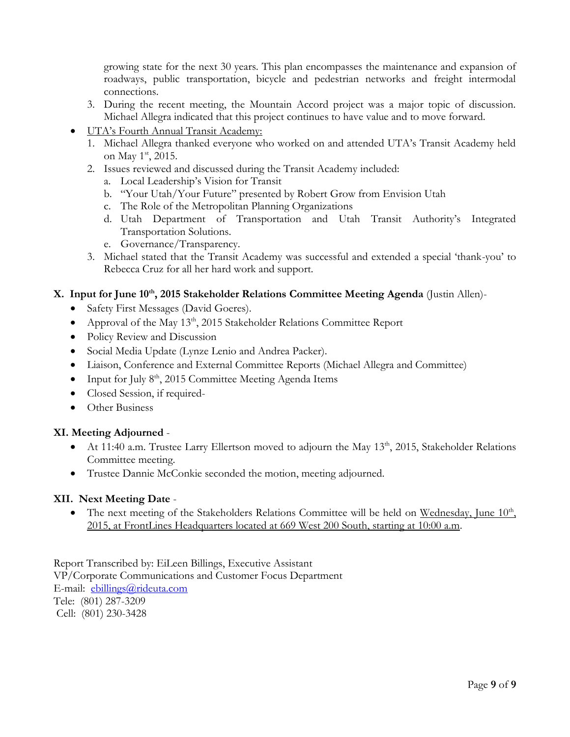growing state for the next 30 years. This plan encompasses the maintenance and expansion of roadways, public transportation, bicycle and pedestrian networks and freight intermodal connections.

3. During the recent meeting, the Mountain Accord project was a major topic of discussion. Michael Allegra indicated that this project continues to have value and to move forward.

- UTA's Fourth Annual Transit Academy:
   1. Michael Allegra thanked everyone who worked on and attended UTA's Transit Academy held on May 1st, 2015.
   2. Issues reviewed and discussed during the Transit Academy included:
      a. Local Leadership's Vision for Transit
      b. "Your Utah/Your Future" presented by Robert Grow from Envision Utah
      c. The Role of the Metropolitan Planning Organizations
      d. Utah Department of Transportation and Utah Transit Authority's Integrated Transportation Solutions.
      e. Governance/Transparency.
   3. Michael stated that the Transit Academy was successful and extended a special 'thank-you' to Rebecca Cruz for all her hard work and support.

## X. Input for June 10th, 2015 Stakeholder Relations Committee Meeting Agenda (Justin Allen)-

- Safety First Messages (David Goeres).
- Approval of the May 13th, 2015 Stakeholder Relations Committee Report
- Policy Review and Discussion
- Social Media Update (Lynze Lenio and Andrea Packer).
- Liaison, Conference and External Committee Reports (Michael Allegra and Committee)
- Input for July 8th, 2015 Committee Meeting Agenda Items
- Closed Session, if required-
- Other Business

## XI. Meeting Adjourned -

- At 11:40 a.m. Trustee Larry Ellertson moved to adjourn the May 13th, 2015, Stakeholder Relations Committee meeting.
- Trustee Dannie McConkie seconded the motion, meeting adjourned.

## XII. Next Meeting Date -

- The next meeting of the Stakeholders Relations Committee will be held on Wednesday, June 10th, 2015, at FrontLines Headquarters located at 669 West 200 South, starting at 10:00 a.m.

Report Transcribed by: EiLeen Billings, Executive Assistant
VP/Corporate Communications and Customer Focus Department
E-mail: ebillings@rideuta.com
Tele: (801) 287-3209
Cell: (801) 230-3428